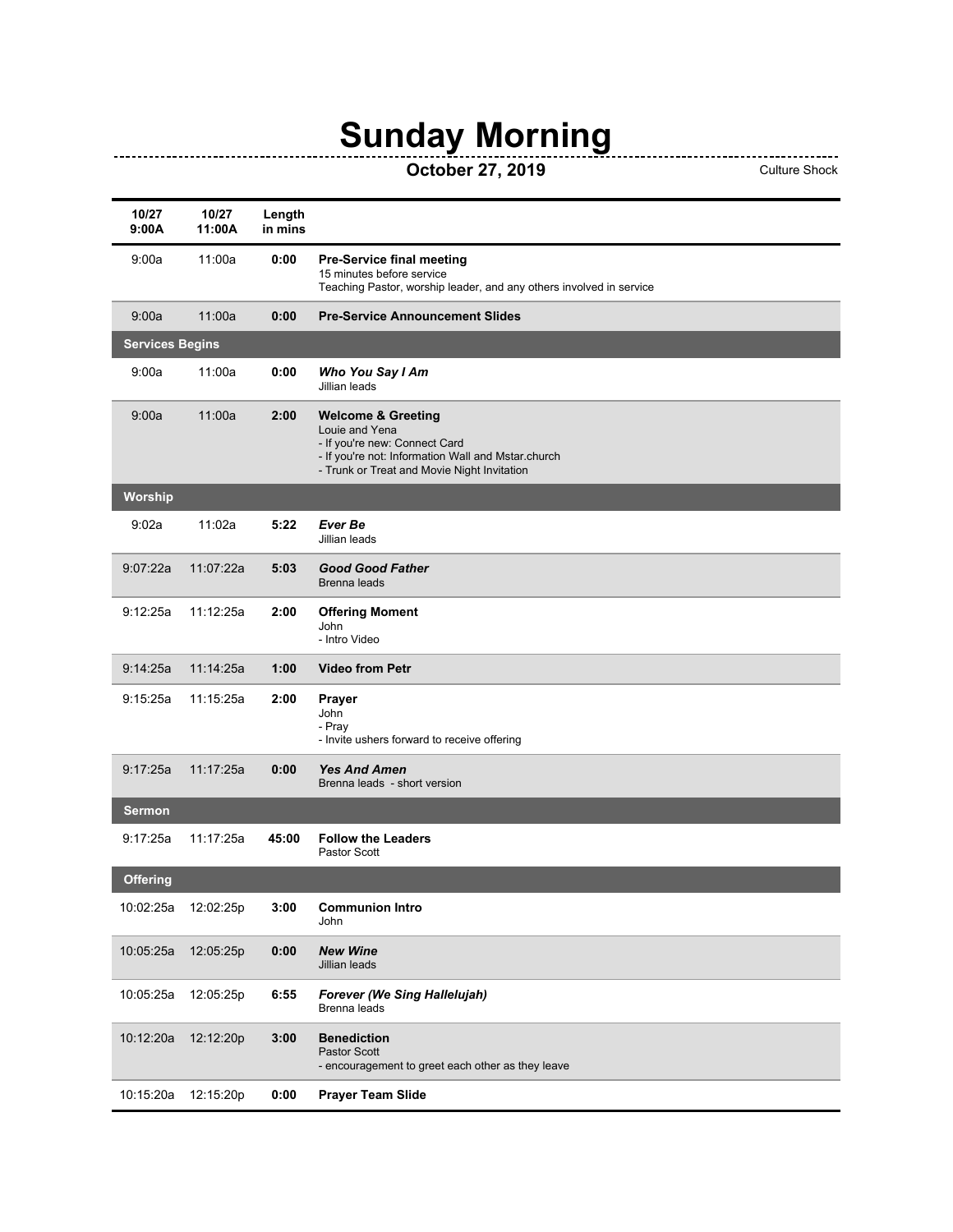# Sunday Morning

**October 27, 2019**

Culture Shock

| 10/27 9:00A | 10/27 11:00A | Length in mins | |
|---|---|---|---|
| 9:00a | 11:00a | **0:00** | **Pre-Service final meeting**<br>15 minutes before service<br>Teaching Pastor, worship leader, and any others involved in service |
| 9:00a | 11:00a | **0:00** | **Pre-Service Announcement Slides** |
| **Services Begins** | | | |
| 9:00a | 11:00a | **0:00** | ***Who You Say I Am***<br>Jillian leads |
| 9:00a | 11:00a | **2:00** | **Welcome & Greeting**<br>Louie and Yena<br>- If you're new: Connect Card<br>- If you're not: Information Wall and Mstar.church<br>- Trunk or Treat and Movie Night Invitation |
| **Worship** | | | |
| 9:02a | 11:02a | **5:22** | ***Ever Be***<br>Jillian leads |
| 9:07:22a | 11:07:22a | **5:03** | ***Good Good Father***<br>Brenna leads |
| 9:12:25a | 11:12:25a | **2:00** | **Offering Moment**<br>John<br>- Intro Video |
| 9:14:25a | 11:14:25a | **1:00** | **Video from Petr** |
| 9:15:25a | 11:15:25a | **2:00** | **Prayer**<br>John<br>- Pray<br>- Invite ushers forward to receive offering |
| 9:17:25a | 11:17:25a | **0:00** | ***Yes And Amen***<br>Brenna leads - short version |
| **Sermon** | | | |
| 9:17:25a | 11:17:25a | **45:00** | **Follow the Leaders**<br>Pastor Scott |
| **Offering** | | | |
| 10:02:25a | 12:02:25p | **3:00** | **Communion Intro**<br>John |
| 10:05:25a | 12:05:25p | **0:00** | ***New Wine***<br>Jillian leads |
| 10:05:25a | 12:05:25p | **6:55** | ***Forever (We Sing Hallelujah)***<br>Brenna leads |
| 10:12:20a | 12:12:20p | **3:00** | **Benediction**<br>Pastor Scott<br>- encouragement to greet each other as they leave |
| 10:15:20a | 12:15:20p | **0:00** | **Prayer Team Slide** |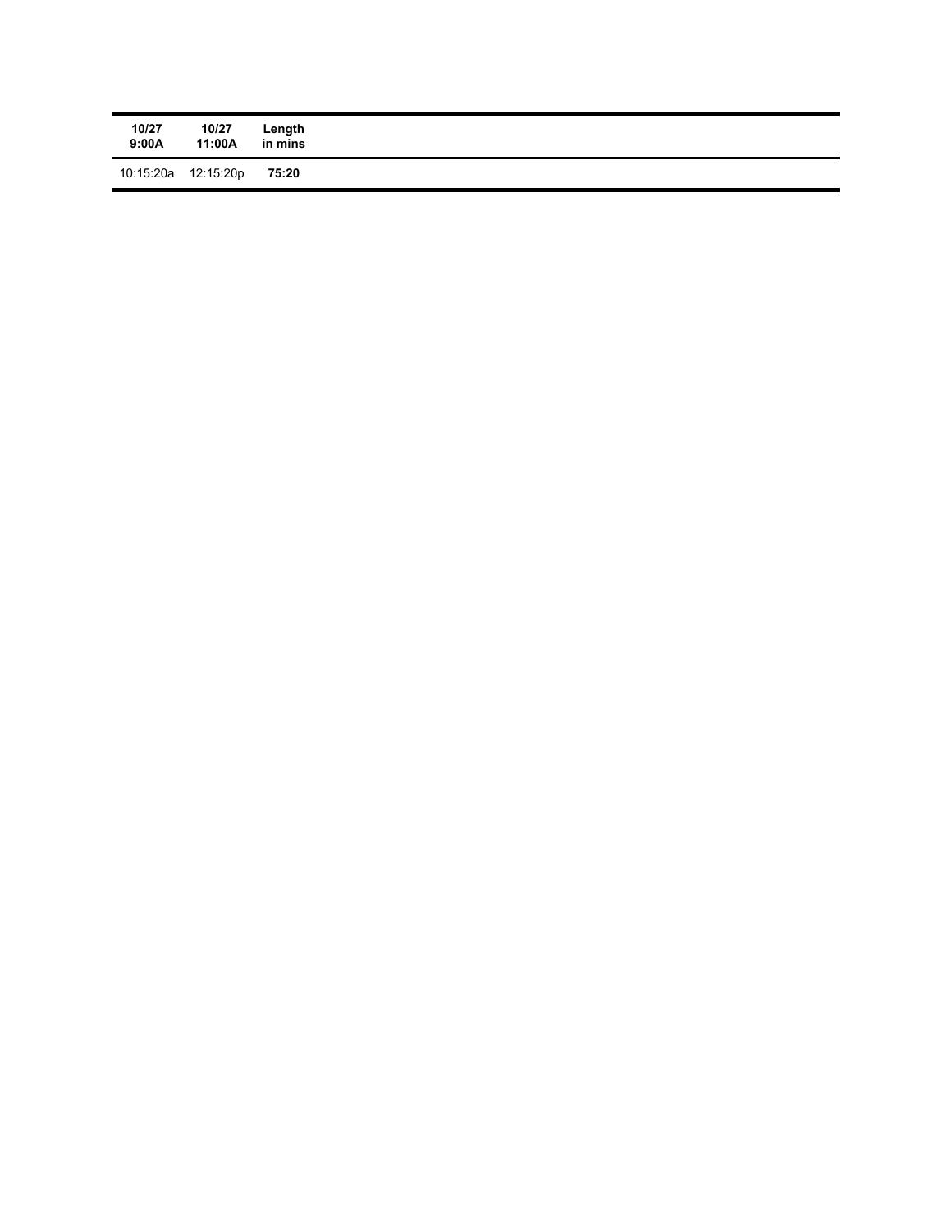| 10/27 9:00A | 10/27 11:00A | Length in mins |
|---|---|---|
| 10:15:20a | 12:15:20p | **75:20** |